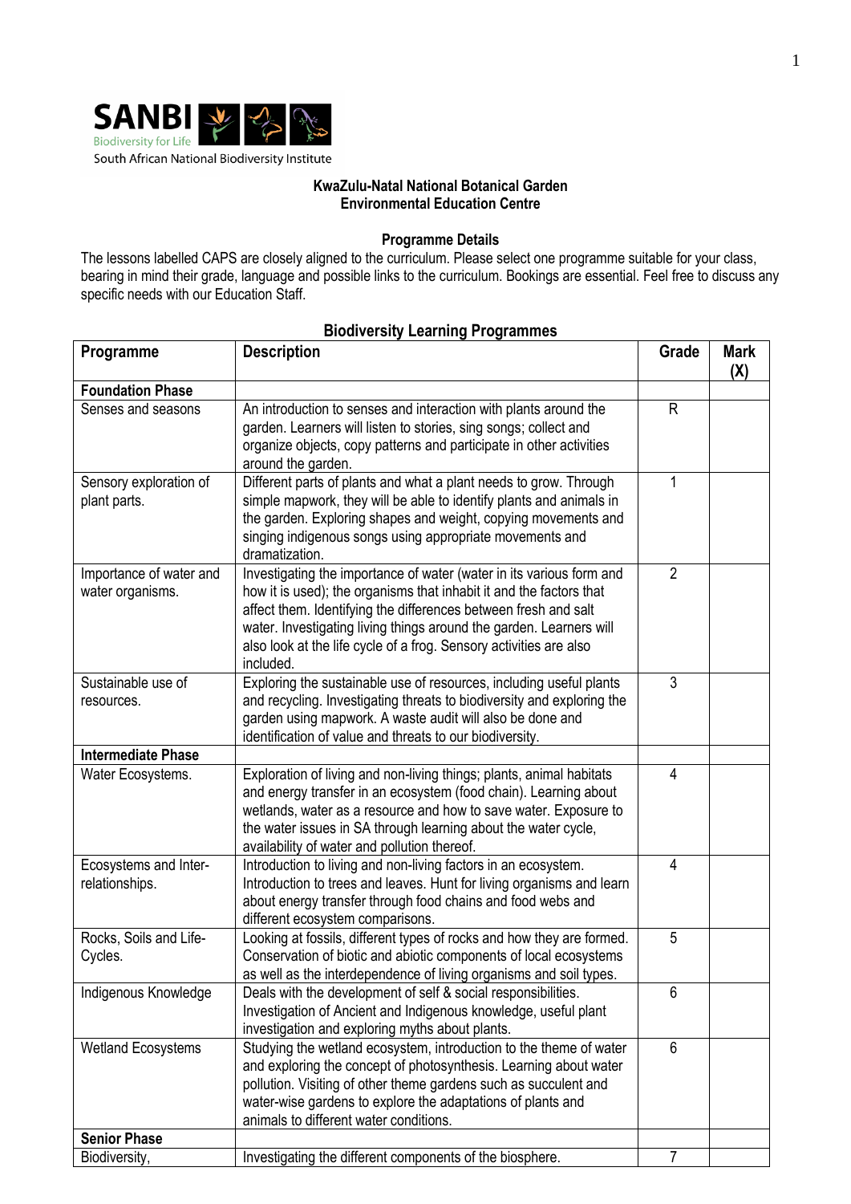**KwaZulu-Natal National Botanical Garden**
**Environmental Education Centre**

**Programme Details**

The lessons labelled CAPS are closely aligned to the curriculum. Please select one programme suitable for your class, bearing in mind their grade, language and possible links to the curriculum. Bookings are essential. Feel free to discuss any specific needs with our Education Staff.

## Biodiversity Learning Programmes

| Programme | Description | Grade | Mark (X) |
|---|---|---|---|
| **Foundation Phase** | | | |
| Senses and seasons | An introduction to senses and interaction with plants around the garden. Learners will listen to stories, sing songs; collect and organize objects, copy patterns and participate in other activities around the garden. | R | |
| Sensory exploration of plant parts. | Different parts of plants and what a plant needs to grow. Through simple mapwork, they will be able to identify plants and animals in the garden. Exploring shapes and weight, copying movements and singing indigenous songs using appropriate movements and dramatization. | 1 | |
| Importance of water and water organisms. | Investigating the importance of water (water in its various form and how it is used); the organisms that inhabit it and the factors that affect them. Identifying the differences between fresh and salt water. Investigating living things around the garden. Learners will also look at the life cycle of a frog. Sensory activities are also included. | 2 | |
| Sustainable use of resources. | Exploring the sustainable use of resources, including useful plants and recycling. Investigating threats to biodiversity and exploring the garden using mapwork. A waste audit will also be done and identification of value and threats to our biodiversity. | 3 | |
| **Intermediate Phase** | | | |
| Water Ecosystems. | Exploration of living and non-living things; plants, animal habitats and energy transfer in an ecosystem (food chain). Learning about wetlands, water as a resource and how to save water. Exposure to the water issues in SA through learning about the water cycle, availability of water and pollution thereof. | 4 | |
| Ecosystems and Inter-relationships. | Introduction to living and non-living factors in an ecosystem. Introduction to trees and leaves. Hunt for living organisms and learn about energy transfer through food chains and food webs and different ecosystem comparisons. | 4 | |
| Rocks, Soils and Life-Cycles. | Looking at fossils, different types of rocks and how they are formed. Conservation of biotic and abiotic components of local ecosystems as well as the interdependence of living organisms and soil types. | 5 | |
| Indigenous Knowledge | Deals with the development of self & social responsibilities. Investigation of Ancient and Indigenous knowledge, useful plant investigation and exploring myths about plants. | 6 | |
| Wetland Ecosystems | Studying the wetland ecosystem, introduction to the theme of water and exploring the concept of photosynthesis. Learning about water pollution. Visiting of other theme gardens such as succulent and water-wise gardens to explore the adaptations of plants and animals to different water conditions. | 6 | |
| **Senior Phase** | | | |
| Biodiversity, | Investigating the different components of the biosphere. | 7 | |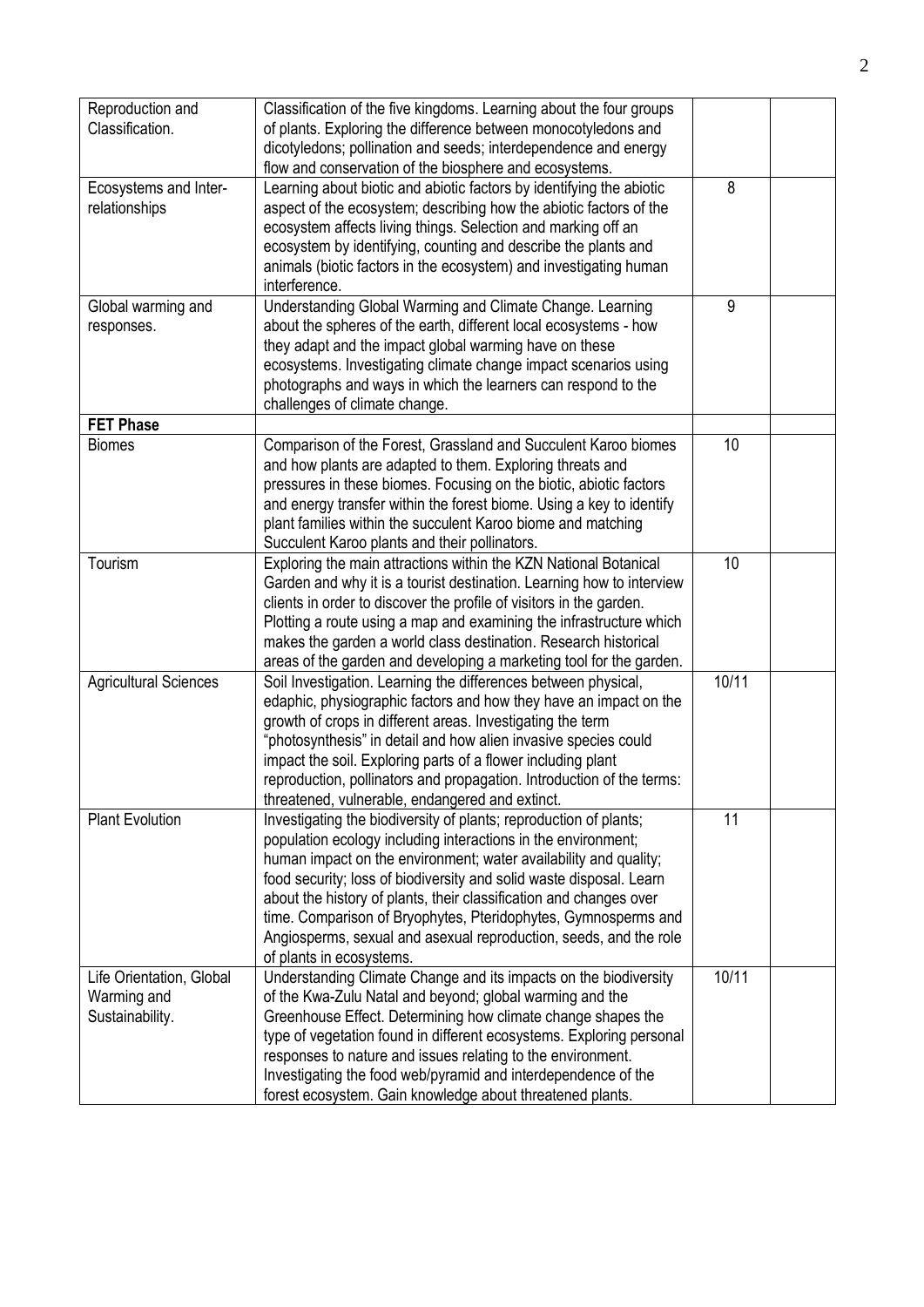| | | | |
|---|---|---|---|
| Reproduction and Classification. | Classification of the five kingdoms. Learning about the four groups of plants. Exploring the difference between monocotyledons and dicotyledons; pollination and seeds; interdependence and energy flow and conservation of the biosphere and ecosystems. | | |
| Ecosystems and Inter-relationships | Learning about biotic and abiotic factors by identifying the abiotic aspect of the ecosystem; describing how the abiotic factors of the ecosystem affects living things. Selection and marking off an ecosystem by identifying, counting and describe the plants and animals (biotic factors in the ecosystem) and investigating human interference. | 8 | |
| Global warming and responses. | Understanding Global Warming and Climate Change. Learning about the spheres of the earth, different local ecosystems - how they adapt and the impact global warming have on these ecosystems. Investigating climate change impact scenarios using photographs and ways in which the learners can respond to the challenges of climate change. | 9 | |
| **FET Phase** | | | |
| Biomes | Comparison of the Forest, Grassland and Succulent Karoo biomes and how plants are adapted to them. Exploring threats and pressures in these biomes. Focusing on the biotic, abiotic factors and energy transfer within the forest biome. Using a key to identify plant families within the succulent Karoo biome and matching Succulent Karoo plants and their pollinators. | 10 | |
| Tourism | Exploring the main attractions within the KZN National Botanical Garden and why it is a tourist destination. Learning how to interview clients in order to discover the profile of visitors in the garden. Plotting a route using a map and examining the infrastructure which makes the garden a world class destination. Research historical areas of the garden and developing a marketing tool for the garden. | 10 | |
| Agricultural Sciences | Soil Investigation. Learning the differences between physical, edaphic, physiographic factors and how they have an impact on the growth of crops in different areas. Investigating the term "photosynthesis" in detail and how alien invasive species could impact the soil. Exploring parts of a flower including plant reproduction, pollinators and propagation. Introduction of the terms: threatened, vulnerable, endangered and extinct. | 10/11 | |
| Plant Evolution | Investigating the biodiversity of plants; reproduction of plants; population ecology including interactions in the environment; human impact on the environment; water availability and quality; food security; loss of biodiversity and solid waste disposal. Learn about the history of plants, their classification and changes over time. Comparison of Bryophytes, Pteridophytes, Gymnosperms and Angiosperms, sexual and asexual reproduction, seeds, and the role of plants in ecosystems. | 11 | |
| Life Orientation, Global Warming and Sustainability. | Understanding Climate Change and its impacts on the biodiversity of the Kwa-Zulu Natal and beyond; global warming and the Greenhouse Effect. Determining how climate change shapes the type of vegetation found in different ecosystems. Exploring personal responses to nature and issues relating to the environment. Investigating the food web/pyramid and interdependence of the forest ecosystem. Gain knowledge about threatened plants. | 10/11 | |